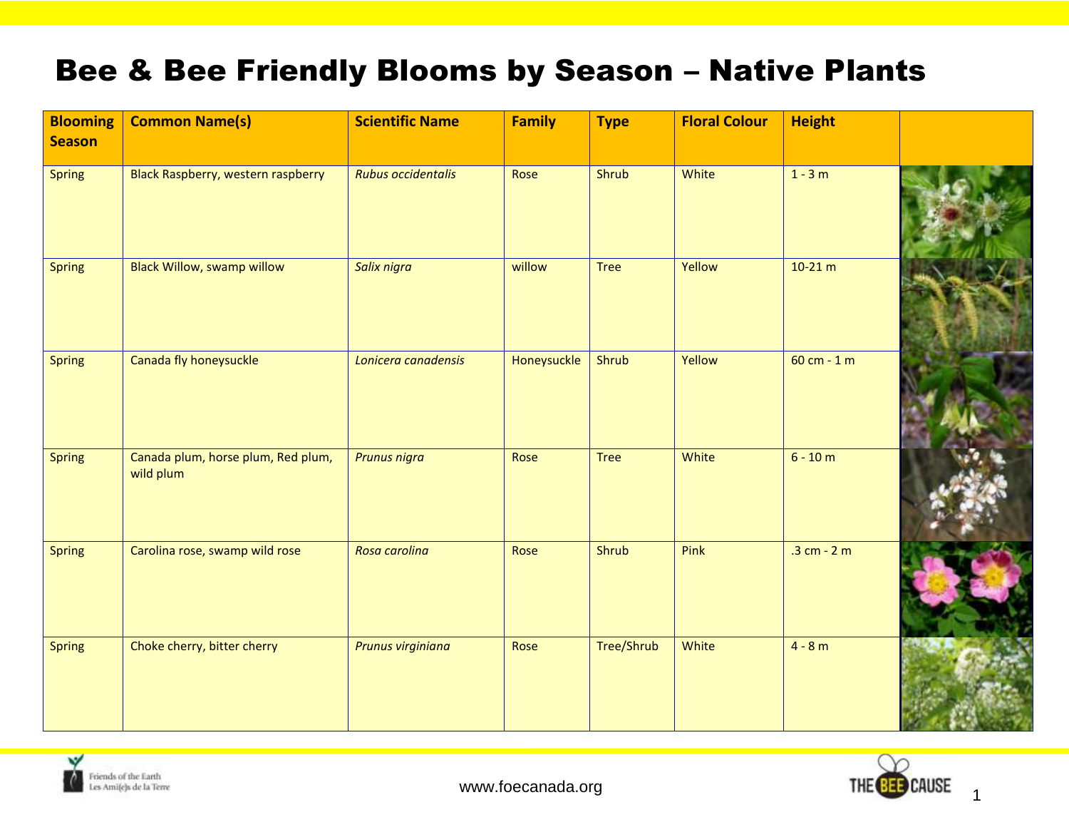# Bee & Bee Friendly Blooms by Season – Native Plants

| Blooming Season | Common Name(s) | Scientific Name | Family | Type | Floral Colour | Height | |
|---|---|---|---|---|---|---|---|
| Spring | Black Raspberry, western raspberry | *Rubus occidentalis* | Rose | Shrub | White | 1 - 3 m | |
| Spring | Black Willow, swamp willow | *Salix nigra* | willow | Tree | Yellow | 10-21 m | |
| Spring | Canada fly honeysuckle | *Lonicera canadensis* | Honeysuckle | Shrub | Yellow | 60 cm - 1 m | |
| Spring | Canada plum, horse plum, Red plum, wild plum | *Prunus nigra* | Rose | Tree | White | 6 - 10 m | |
| Spring | Carolina rose, swamp wild rose | *Rosa carolina* | Rose | Shrub | Pink | .3 cm - 2 m | |
| Spring | Choke cherry, bitter cherry | *Prunus virginiana* | Rose | Tree/Shrub | White | 4 - 8 m | |

Friends of the Earth
Les Ami(e)s de la Terre

www.foecanada.org

THE BEE CAUSE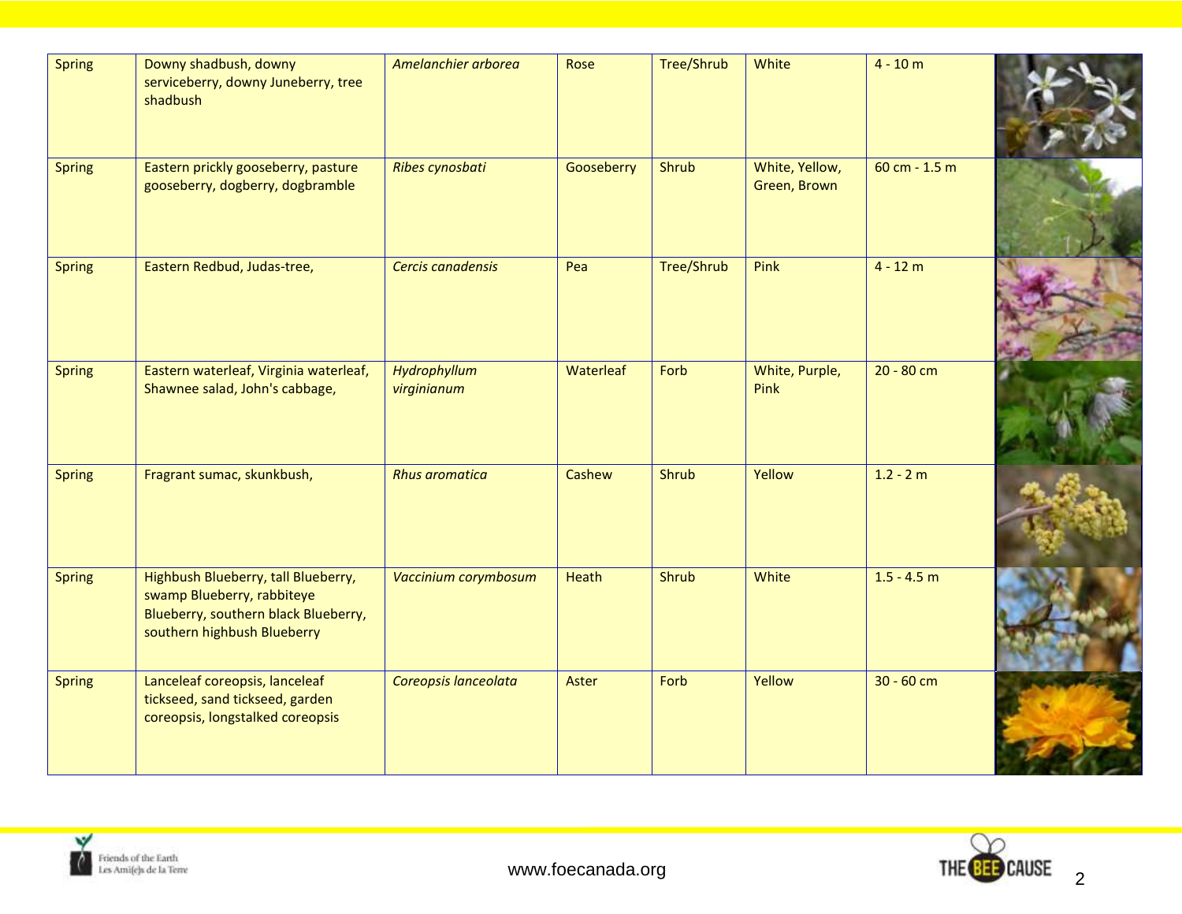| Spring | Downy shadbush, downy serviceberry, downy Juneberry, tree shadbush | *Amelanchier arborea* | Rose | Tree/Shrub | White | 4 - 10 m | |
|---|---|---|---|---|---|---|---|
| Spring | Eastern prickly gooseberry, pasture gooseberry, dogberry, dogbramble | *Ribes cynosbati* | Gooseberry | Shrub | White, Yellow, Green, Brown | 60 cm - 1.5 m | |
| Spring | Eastern Redbud, Judas-tree, | *Cercis canadensis* | Pea | Tree/Shrub | Pink | 4 - 12 m | |
| Spring | Eastern waterleaf, Virginia waterleaf, Shawnee salad, John's cabbage, | *Hydrophyllum virginianum* | Waterleaf | Forb | White, Purple, Pink | 20 - 80 cm | |
| Spring | Fragrant sumac, skunkbush, | *Rhus aromatica* | Cashew | Shrub | Yellow | 1.2 - 2 m | |
| Spring | Highbush Blueberry, tall Blueberry, swamp Blueberry, rabbiteye Blueberry, southern black Blueberry, southern highbush Blueberry | *Vaccinium corymbosum* | Heath | Shrub | White | 1.5 - 4.5 m | |
| Spring | Lanceleaf coreopsis, lanceleaf tickseed, sand tickseed, garden coreopsis, longstalked coreopsis | *Coreopsis lanceolata* | Aster | Forb | Yellow | 30 - 60 cm | |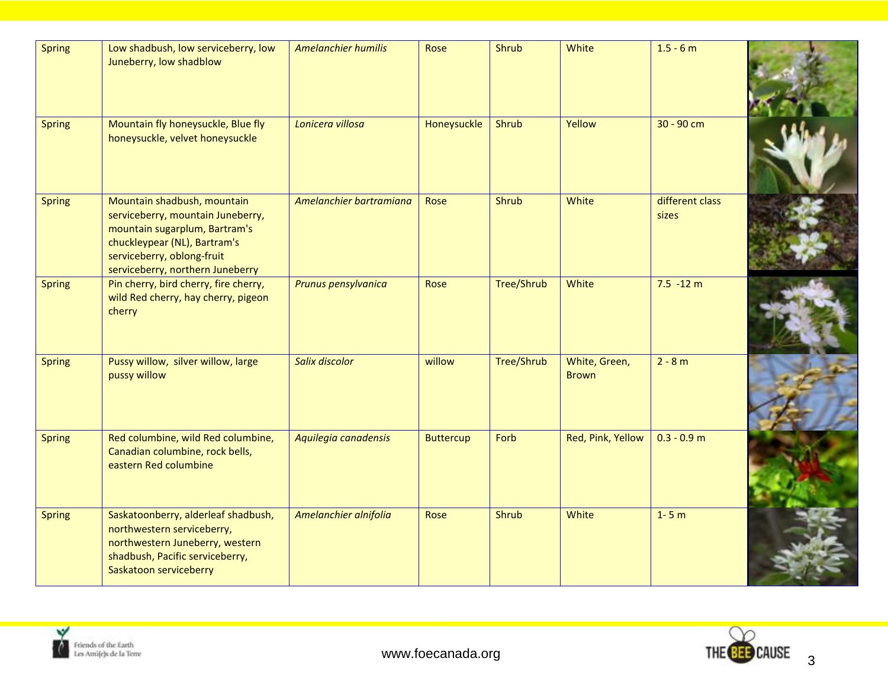| | | | | | | | |
|---|---|---|---|---|---|---|---|
| Spring | Low shadbush, low serviceberry, low Juneberry, low shadblow | *Amelanchier humilis* | Rose | Shrub | White | 1.5 - 6 m | |
| Spring | Mountain fly honeysuckle, Blue fly honeysuckle, velvet honeysuckle | *Lonicera villosa* | Honeysuckle | Shrub | Yellow | 30 - 90 cm | |
| Spring | Mountain shadbush, mountain serviceberry, mountain Juneberry, mountain sugarplum, Bartram's chuckleypear (NL), Bartram's serviceberry, oblong-fruit serviceberry, northern Juneberry | *Amelanchier bartramiana* | Rose | Shrub | White | different class sizes | |
| Spring | Pin cherry, bird cherry, fire cherry, wild Red cherry, hay cherry, pigeon cherry | *Prunus pensylvanica* | Rose | Tree/Shrub | White | 7.5 -12 m | |
| Spring | Pussy willow, silver willow, large pussy willow | *Salix discolor* | willow | Tree/Shrub | White, Green, Brown | 2 - 8 m | |
| Spring | Red columbine, wild Red columbine, Canadian columbine, rock bells, eastern Red columbine | *Aquilegia canadensis* | Buttercup | Forb | Red, Pink, Yellow | 0.3 - 0.9 m | |
| Spring | Saskatoonberry, alderleaf shadbush, northwestern serviceberry, northwestern Juneberry, western shadbush, Pacific serviceberry, Saskatoon serviceberry | *Amelanchier alnifolia* | Rose | Shrub | White | 1- 5 m | |

Friends of the Earth Les Ami(e)s de la Terre

www.foecanada.org

THE BEE CAUSE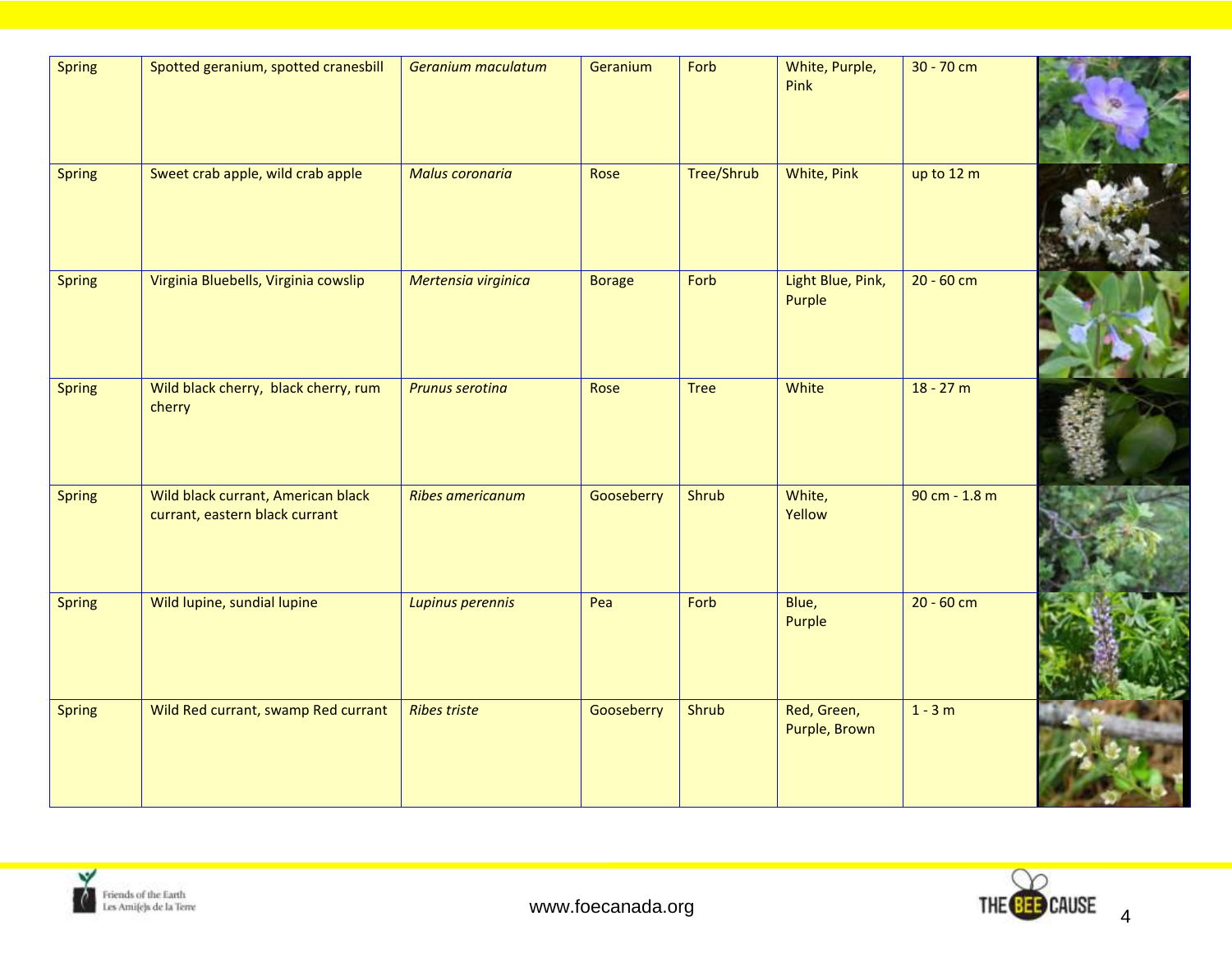| Spring | Spotted geranium, spotted cranesbill | *Geranium maculatum* | Geranium | Forb | White, Purple, Pink | 30 - 70 cm | |
|---|---|---|---|---|---|---|---|
| Spring | Sweet crab apple, wild crab apple | *Malus coronaria* | Rose | Tree/Shrub | White, Pink | up to 12 m | |
| Spring | Virginia Bluebells, Virginia cowslip | *Mertensia virginica* | Borage | Forb | Light Blue, Pink, Purple | 20 - 60 cm | |
| Spring | Wild black cherry, black cherry, rum cherry | *Prunus serotina* | Rose | Tree | White | 18 - 27 m | |
| Spring | Wild black currant, American black currant, eastern black currant | *Ribes americanum* | Gooseberry | Shrub | White, Yellow | 90 cm - 1.8 m | |
| Spring | Wild lupine, sundial lupine | *Lupinus perennis* | Pea | Forb | Blue, Purple | 20 - 60 cm | |
| Spring | Wild Red currant, swamp Red currant | *Ribes triste* | Gooseberry | Shrub | Red, Green, Purple, Brown | 1 - 3 m | |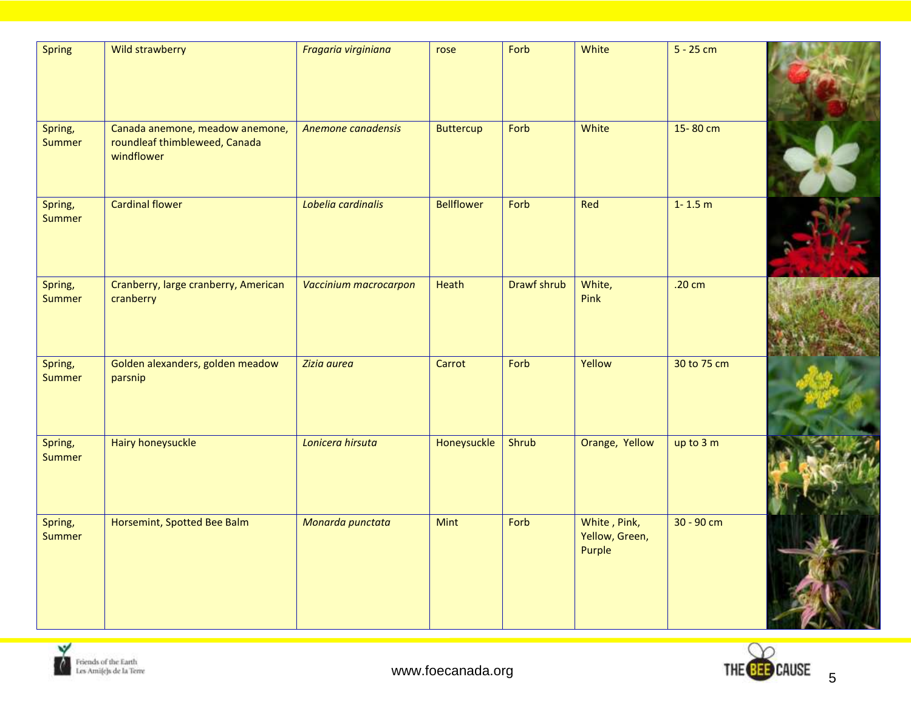| Spring | Wild strawberry | *Fragaria virginiana* | rose | Forb | White | 5 - 25 cm | |
|---|---|---|---|---|---|---|---|
| Spring, Summer | Canada anemone, meadow anemone, roundleaf thimbleweed, Canada windflower | *Anemone canadensis* | Buttercup | Forb | White | 15- 80 cm | |
| Spring, Summer | Cardinal flower | *Lobelia cardinalis* | Bellflower | Forb | Red | 1- 1.5 m | |
| Spring, Summer | Cranberry, large cranberry, American cranberry | *Vaccinium macrocarpon* | Heath | Drawf shrub | White, Pink | .20 cm | |
| Spring, Summer | Golden alexanders, golden meadow parsnip | *Zizia aurea* | Carrot | Forb | Yellow | 30 to 75 cm | |
| Spring, Summer | Hairy honeysuckle | *Lonicera hirsuta* | Honeysuckle | Shrub | Orange, Yellow | up to 3 m | |
| Spring, Summer | Horsemint, Spotted Bee Balm | *Monarda punctata* | Mint | Forb | White , Pink, Yellow, Green, Purple | 30 - 90 cm | |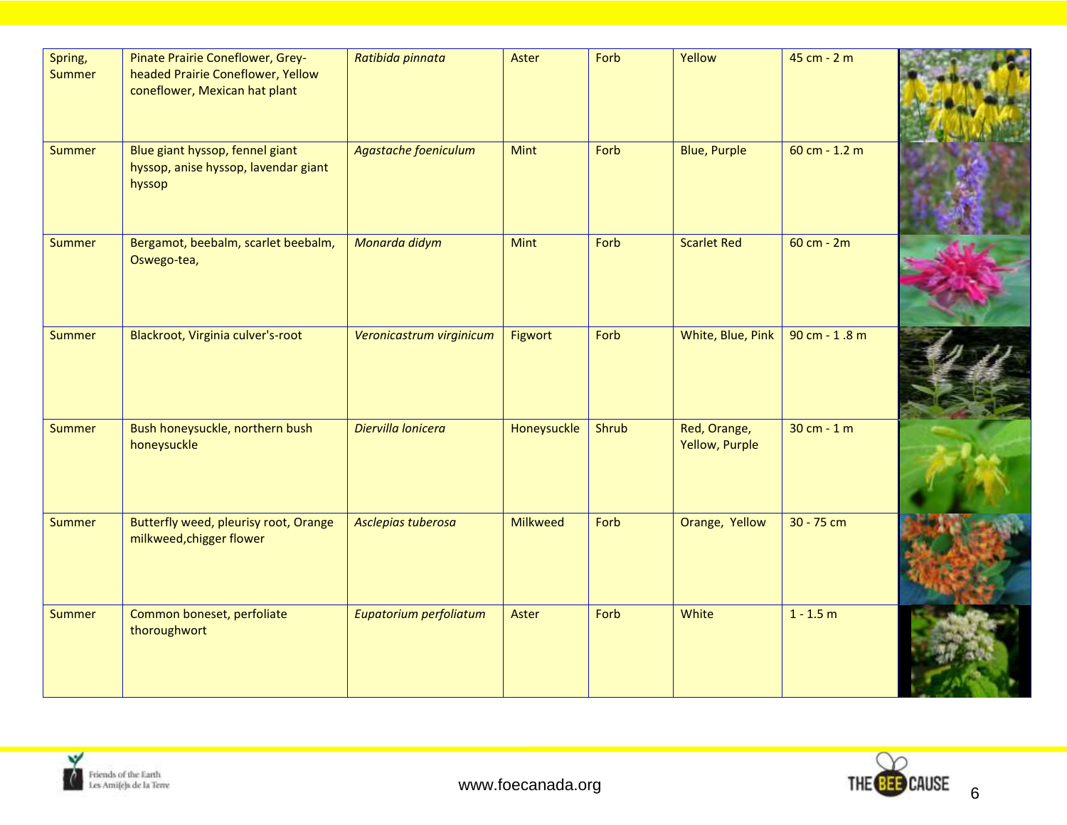| | | | | | | | |
|---|---|---|---|---|---|---|---|
| Spring, Summer | Pinate Prairie Coneflower, Grey-headed Prairie Coneflower, Yellow coneflower, Mexican hat plant | *Ratibida pinnata* | Aster | Forb | Yellow | 45 cm - 2 m | |
| Summer | Blue giant hyssop, fennel giant hyssop, anise hyssop, lavendar giant hyssop | *Agastache foeniculum* | Mint | Forb | Blue, Purple | 60 cm - 1.2 m | |
| Summer | Bergamot, beebalm, scarlet beebalm, Oswego-tea, | *Monarda didym* | Mint | Forb | Scarlet Red | 60 cm - 2m | |
| Summer | Blackroot, Virginia culver's-root | *Veronicastrum virginicum* | Figwort | Forb | White, Blue, Pink | 90 cm - 1 .8 m | |
| Summer | Bush honeysuckle, northern bush honeysuckle | *Diervilla lonicera* | Honeysuckle | Shrub | Red, Orange, Yellow, Purple | 30 cm - 1 m | |
| Summer | Butterfly weed, pleurisy root, Orange milkweed,chigger flower | *Asclepias tuberosa* | Milkweed | Forb | Orange, Yellow | 30 - 75 cm | |
| Summer | Common boneset, perfoliate thoroughwort | *Eupatorium perfoliatum* | Aster | Forb | White | 1 - 1.5 m | |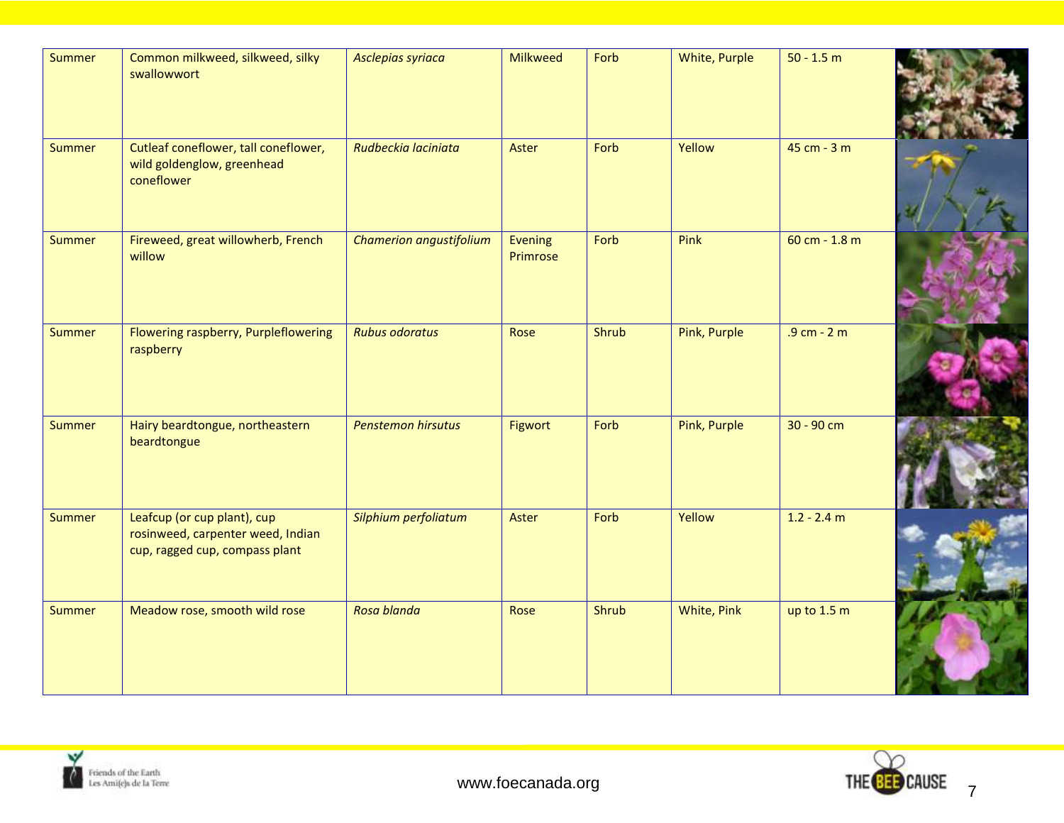| | | | | | | | |
|---|---|---|---|---|---|---|---|
| Summer | Common milkweed, silkweed, silky swallowwort | *Asclepias syriaca* | Milkweed | Forb | White, Purple | 50 - 1.5 m | |
| Summer | Cutleaf coneflower, tall coneflower, wild goldenglow, greenhead coneflower | *Rudbeckia laciniata* | Aster | Forb | Yellow | 45 cm - 3 m | |
| Summer | Fireweed, great willowherb, French willow | *Chamerion angustifolium* | Evening Primrose | Forb | Pink | 60 cm - 1.8 m | |
| Summer | Flowering raspberry, Purpleflowering raspberry | *Rubus odoratus* | Rose | Shrub | Pink, Purple | .9 cm - 2 m | |
| Summer | Hairy beardtongue, northeastern beardtongue | *Penstemon hirsutus* | Figwort | Forb | Pink, Purple | 30 - 90 cm | |
| Summer | Leafcup (or cup plant), cup rosinweed, carpenter weed, Indian cup, ragged cup, compass plant | *Silphium perfoliatum* | Aster | Forb | Yellow | 1.2 - 2.4 m | |
| Summer | Meadow rose, smooth wild rose | *Rosa blanda* | Rose | Shrub | White, Pink | up to 1.5 m | |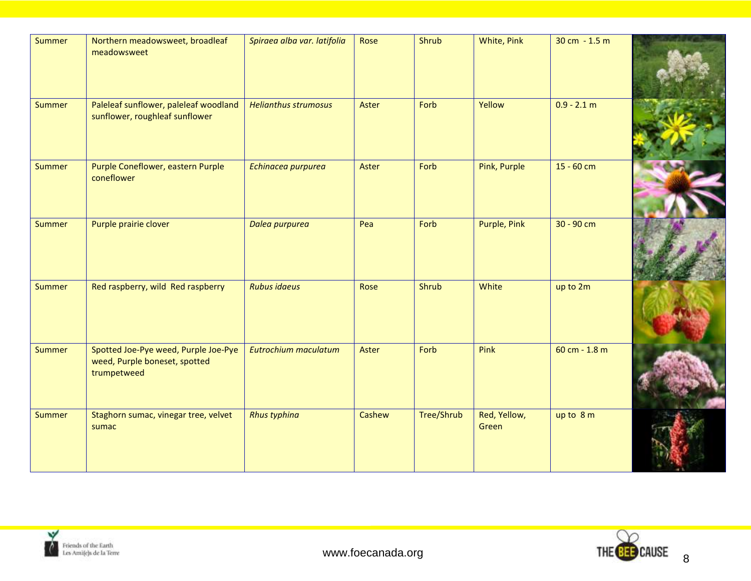| | | | | | | | |
|---|---|---|---|---|---|---|---|
| Summer | Northern meadowsweet, broadleaf meadowsweet | *Spiraea alba var. latifolia* | Rose | Shrub | White, Pink | 30 cm - 1.5 m | |
| Summer | Paleleaf sunflower, paleleaf woodland sunflower, roughleaf sunflower | *Helianthus strumosus* | Aster | Forb | Yellow | 0.9 - 2.1 m | |
| Summer | Purple Coneflower, eastern Purple coneflower | *Echinacea purpurea* | Aster | Forb | Pink, Purple | 15 - 60 cm | |
| Summer | Purple prairie clover | *Dalea purpurea* | Pea | Forb | Purple, Pink | 30 - 90 cm | |
| Summer | Red raspberry, wild Red raspberry | *Rubus idaeus* | Rose | Shrub | White | up to 2m | |
| Summer | Spotted Joe-Pye weed, Purple Joe-Pye weed, Purple boneset, spotted trumpetweed | *Eutrochium maculatum* | Aster | Forb | Pink | 60 cm - 1.8 m | |
| Summer | Staghorn sumac, vinegar tree, velvet sumac | *Rhus typhina* | Cashew | Tree/Shrub | Red, Yellow, Green | up to 8 m | |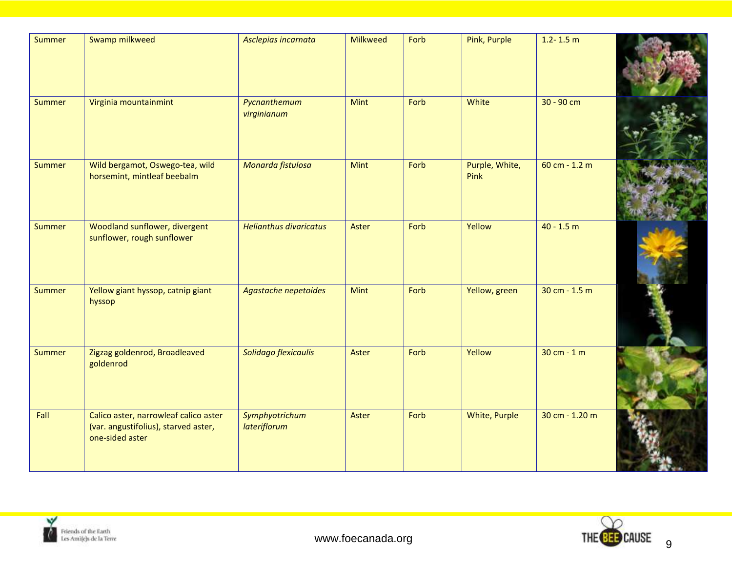| Summer | Swamp milkweed | *Asclepias incarnata* | Milkweed | Forb | Pink, Purple | 1.2- 1.5 m | |
|---|---|---|---|---|---|---|---|
| Summer | Virginia mountainmint | *Pycnanthemum virginianum* | Mint | Forb | White | 30 - 90 cm | |
| Summer | Wild bergamot, Oswego-tea, wild horsemint, mintleaf beebalm | *Monarda fistulosa* | Mint | Forb | Purple, White, Pink | 60 cm - 1.2 m | |
| Summer | Woodland sunflower, divergent sunflower, rough sunflower | *Helianthus divaricatus* | Aster | Forb | Yellow | 40 - 1.5 m | |
| Summer | Yellow giant hyssop, catnip giant hyssop | *Agastache nepetoides* | Mint | Forb | Yellow, green | 30 cm - 1.5 m | |
| Summer | Zigzag goldenrod, Broadleaved goldenrod | *Solidago flexicaulis* | Aster | Forb | Yellow | 30 cm - 1 m | |
| Fall | Calico aster, narrowleaf calico aster (var. angustifolius), starved aster, one-sided aster | *Symphyotrichum lateriflorum* | Aster | Forb | White, Purple | 30 cm - 1.20 m | |

Friends of the Earth
Les Ami(e)s de la Terre

www.foecanada.org

THE BEE CAUSE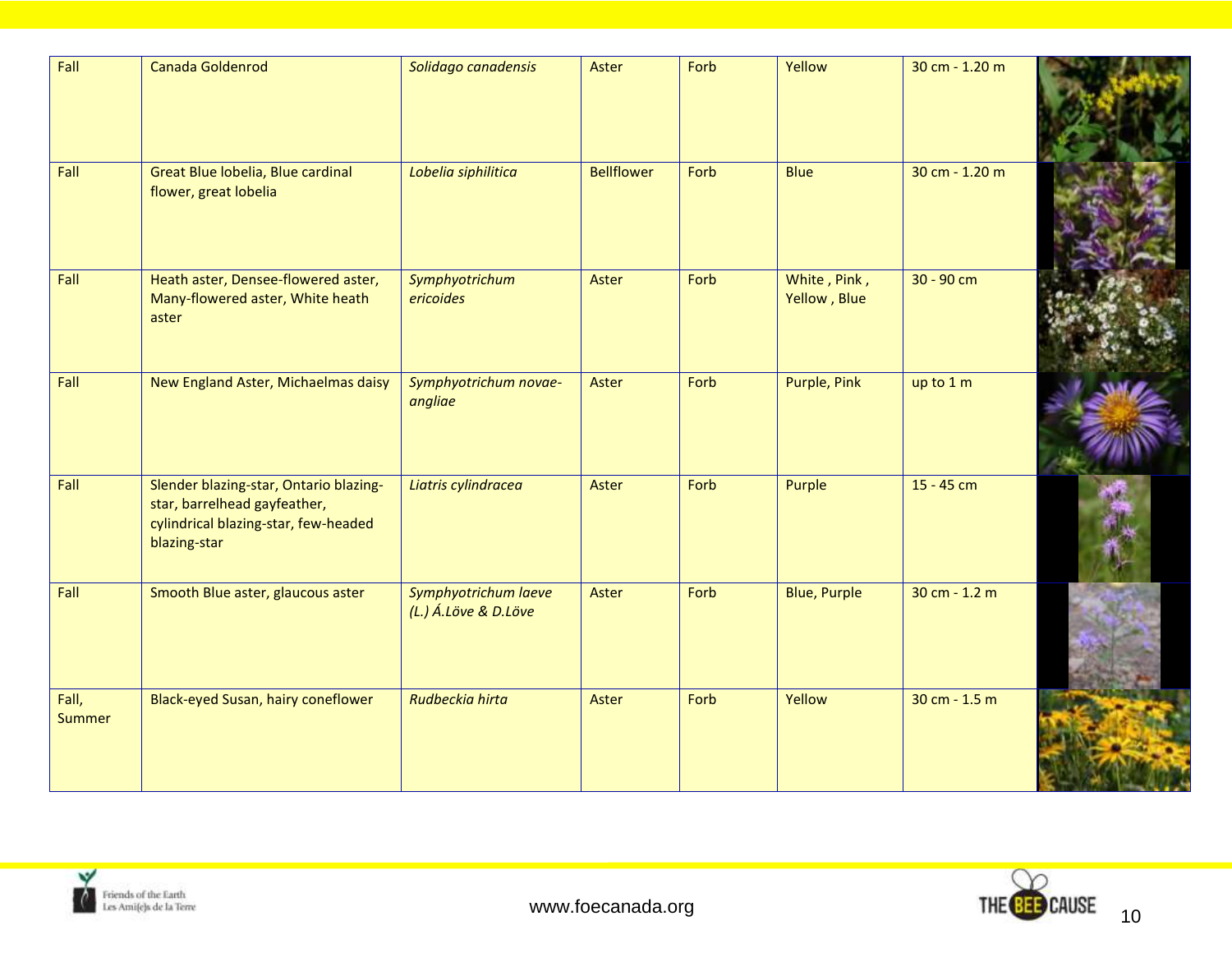| Fall | Canada Goldenrod | *Solidago canadensis* | Aster | Forb | Yellow | 30 cm - 1.20 m | |
|---|---|---|---|---|---|---|---|
| Fall | Great Blue lobelia, Blue cardinal flower, great lobelia | *Lobelia siphilitica* | Bellflower | Forb | Blue | 30 cm - 1.20 m | |
| Fall | Heath aster, Densee-flowered aster, Many-flowered aster, White heath aster | *Symphyotrichum ericoides* | Aster | Forb | White , Pink , Yellow , Blue | 30 - 90 cm | |
| Fall | New England Aster, Michaelmas daisy | *Symphyotrichum novae-angliae* | Aster | Forb | Purple, Pink | up to 1 m | |
| Fall | Slender blazing-star, Ontario blazing-star, barrelhead gayfeather, cylindrical blazing-star, few-headed blazing-star | *Liatris cylindracea* | Aster | Forb | Purple | 15 - 45 cm | |
| Fall | Smooth Blue aster, glaucous aster | *Symphyotrichum laeve (L.) Á.Löve & D.Löve* | Aster | Forb | Blue, Purple | 30 cm - 1.2 m | |
| Fall, Summer | Black-eyed Susan, hairy coneflower | *Rudbeckia hirta* | Aster | Forb | Yellow | 30 cm - 1.5 m | |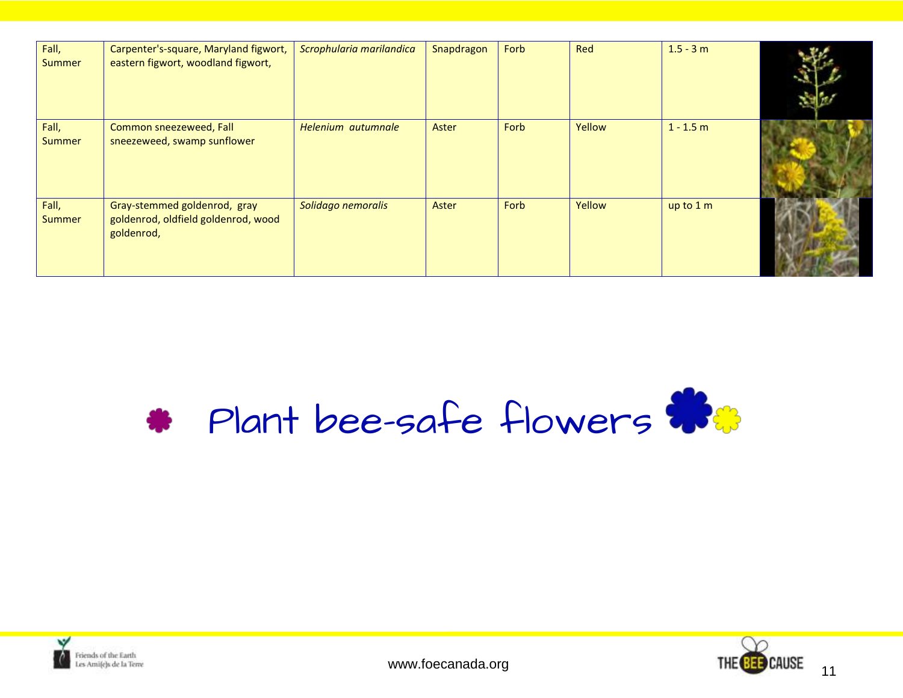| | | | | | | | |
|---|---|---|---|---|---|---|---|
| Fall, Summer | Carpenter's-square, Maryland figwort, eastern figwort, woodland figwort, | *Scrophularia marilandica* | Snapdragon | Forb | Red | 1.5 - 3 m | |
| Fall, Summer | Common sneezeweed, Fall sneezeweed, swamp sunflower | *Helenium autumnale* | Aster | Forb | Yellow | 1 - 1.5 m | |
| Fall, Summer | Gray-stemmed goldenrod, gray goldenrod, oldfield goldenrod, wood goldenrod, | *Solidago nemoralis* | Aster | Forb | Yellow | up to 1 m | |

## Plant bee-safe flowers

www.foecanada.org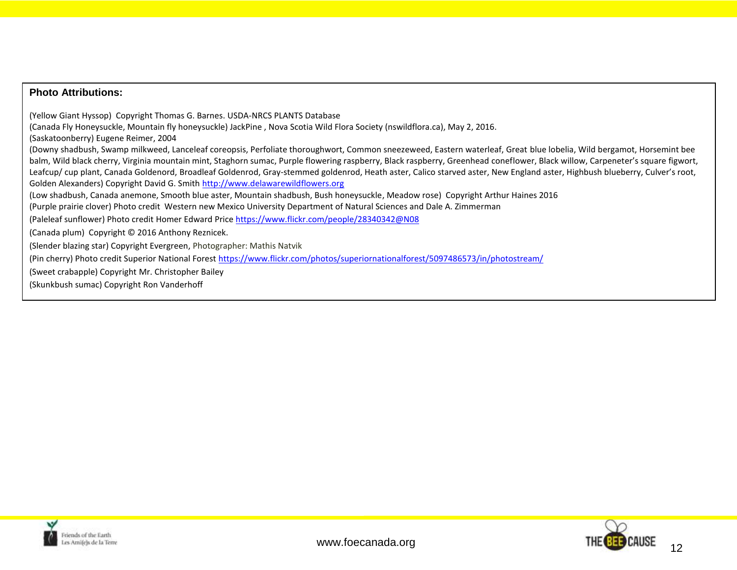**Photo Attributions:**

(Yellow Giant Hyssop) Copyright Thomas G. Barnes. USDA-NRCS PLANTS Database
(Canada Fly Honeysuckle, Mountain fly honeysuckle) JackPine , Nova Scotia Wild Flora Society (nswildflora.ca), May 2, 2016.
(Saskatoonberry) Eugene Reimer, 2004
(Downy shadbush, Swamp milkweed, Lanceleaf coreopsis, Perfoliate thoroughwort, Common sneezeweed, Eastern waterleaf, Great blue lobelia, Wild bergamot, Horsemint bee balm, Wild black cherry, Virginia mountain mint, Staghorn sumac, Purple flowering raspberry, Black raspberry, Greenhead coneflower, Black willow, Carpeneter's square figwort, Leafcup/ cup plant, Canada Goldenord, Broadleaf Goldenrod, Gray-stemmed goldenrod, Heath aster, Calico starved aster, New England aster, Highbush blueberry, Culver's root, Golden Alexanders) Copyright David G. Smith http://www.delawarewildflowers.org
(Low shadbush, Canada anemone, Smooth blue aster, Mountain shadbush, Bush honeysuckle, Meadow rose) Copyright Arthur Haines 2016
(Purple prairie clover) Photo credit Western new Mexico University Department of Natural Sciences and Dale A. Zimmerman
(Paleleaf sunflower) Photo credit Homer Edward Price https://www.flickr.com/people/28340342@N08
(Canada plum) Copyright © 2016 Anthony Reznicek.
(Slender blazing star) Copyright Evergreen, Photographer: Mathis Natvik
(Pin cherry) Photo credit Superior National Forest https://www.flickr.com/photos/superiornationalforest/5097486573/in/photostream/
(Sweet crabapple) Copyright Mr. Christopher Bailey
(Skunkbush sumac) Copyright Ron Vanderhoff